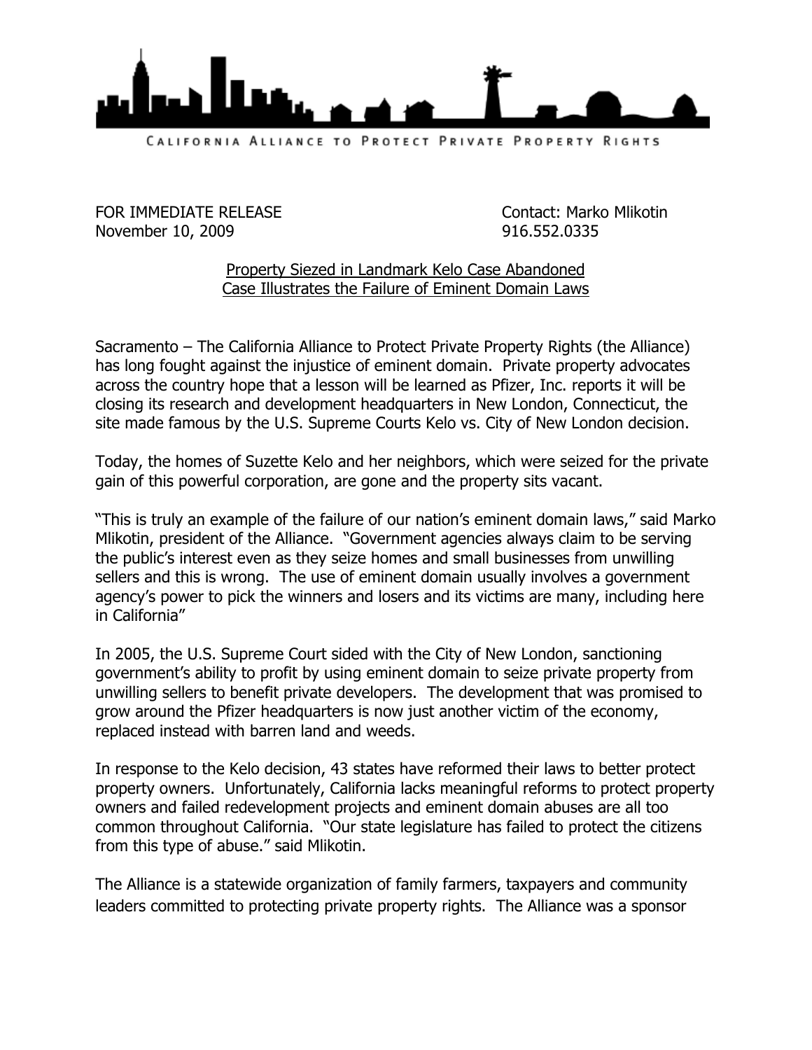CALIFORNIA ALLIANCE TO PROTECT PRIVATE PROPERTY RIGHTS

FOR IMMEDIATE RELEASE
November 10, 2009

Contact: Marko Mlikotin
916.552.0335

## Property Seized in Landmark Kelo Case Abandoned
## Case Illustrates the Failure of Eminent Domain Laws

Sacramento – The California Alliance to Protect Private Property Rights (the Alliance) has long fought against the injustice of eminent domain. Private property advocates across the country hope that a lesson will be learned as Pfizer, Inc. reports it will be closing its research and development headquarters in New London, Connecticut, the site made famous by the U.S. Supreme Courts Kelo vs. City of New London decision.

Today, the homes of Suzette Kelo and her neighbors, which were seized for the private gain of this powerful corporation, are gone and the property sits vacant.

"This is truly an example of the failure of our nation's eminent domain laws," said Marko Mlikotin, president of the Alliance. "Government agencies always claim to be serving the public's interest even as they seize homes and small businesses from unwilling sellers and this is wrong. The use of eminent domain usually involves a government agency's power to pick the winners and losers and its victims are many, including here in California"

In 2005, the U.S. Supreme Court sided with the City of New London, sanctioning government's ability to profit by using eminent domain to seize private property from unwilling sellers to benefit private developers. The development that was promised to grow around the Pfizer headquarters is now just another victim of the economy, replaced instead with barren land and weeds.

In response to the Kelo decision, 43 states have reformed their laws to better protect property owners. Unfortunately, California lacks meaningful reforms to protect property owners and failed redevelopment projects and eminent domain abuses are all too common throughout California. "Our state legislature has failed to protect the citizens from this type of abuse." said Mlikotin.

The Alliance is a statewide organization of family farmers, taxpayers and community leaders committed to protecting private property rights. The Alliance was a sponsor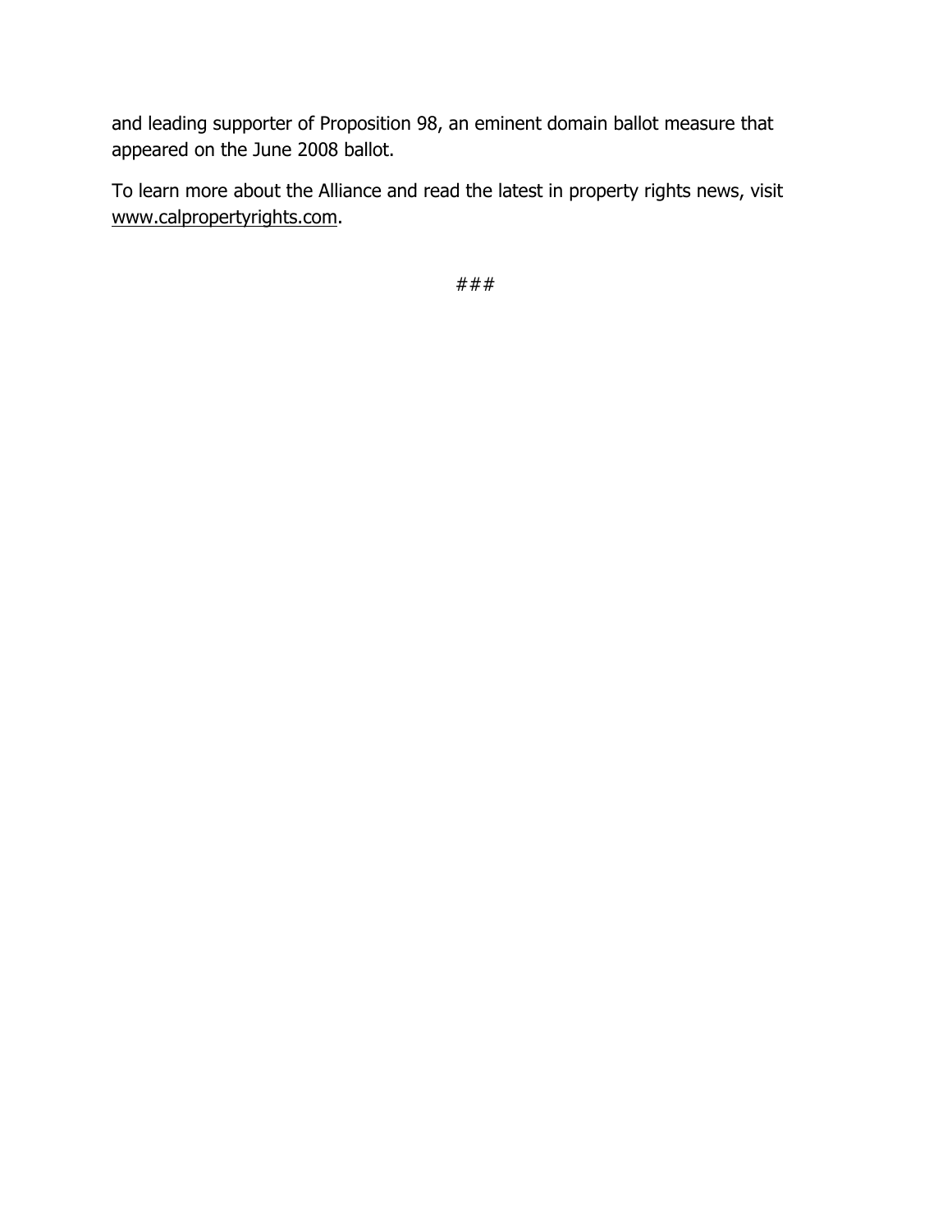and leading supporter of Proposition 98, an eminent domain ballot measure that appeared on the June 2008 ballot.

To learn more about the Alliance and read the latest in property rights news, visit www.calpropertyrights.com.

###